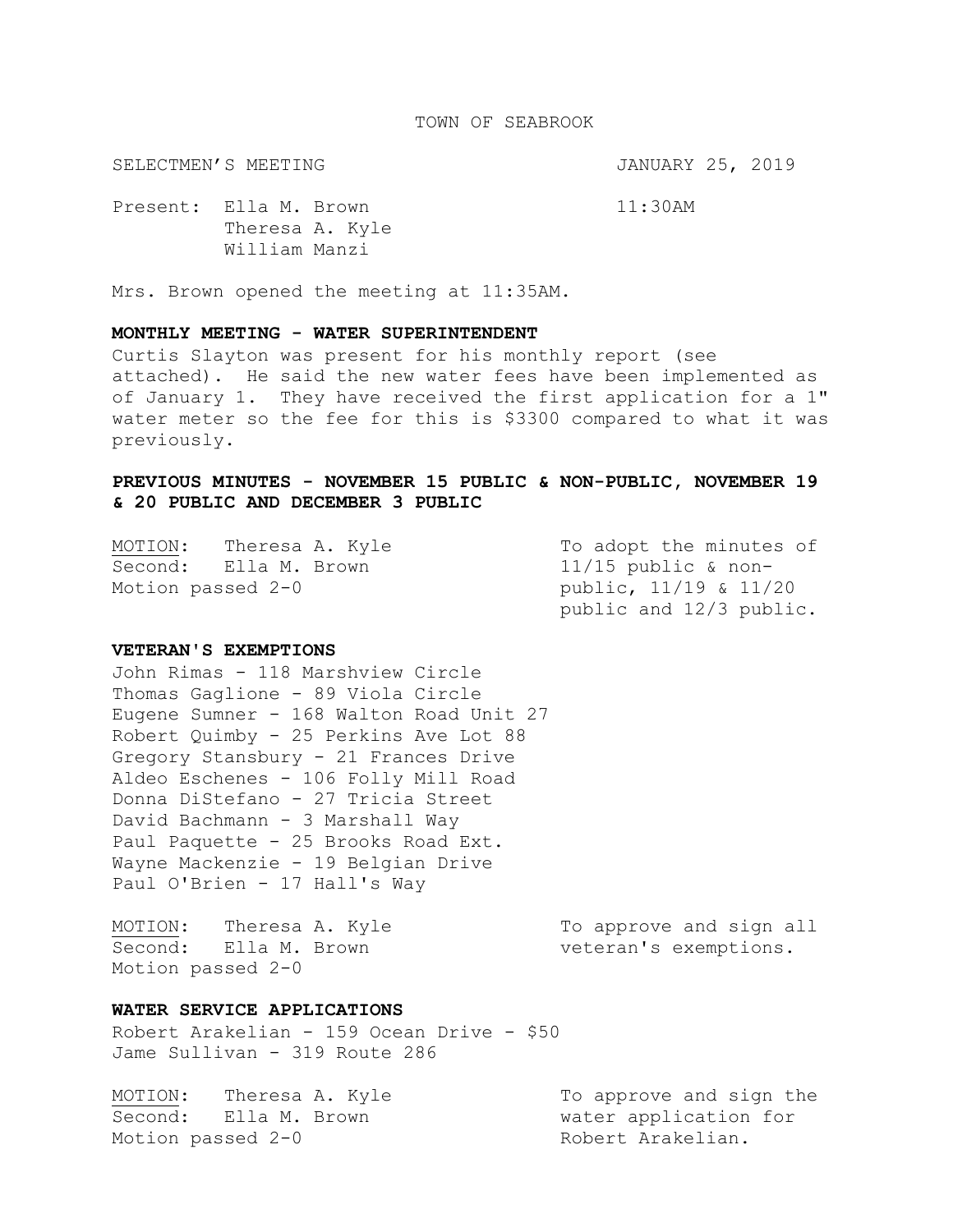TOWN OF SEABROOK

SELECTMEN'S MEETING JANUARY 25, 2019

Present: Ella M. Brown 11:30AM
Theresa A. Kyle
William Manzi

Mrs. Brown opened the meeting at 11:35AM.

**MONTHLY MEETING - WATER SUPERINTENDENT**

Curtis Slayton was present for his monthly report (see attached). He said the new water fees have been implemented as of January 1. They have received the first application for a 1" water meter so the fee for this is $3300 compared to what it was previously.

**PREVIOUS MINUTES - NOVEMBER 15 PUBLIC & NON-PUBLIC, NOVEMBER 19 & 20 PUBLIC AND DECEMBER 3 PUBLIC**

MOTION: Theresa A. Kyle
Second: Ella M. Brown
Motion passed 2-0

To adopt the minutes of 11/15 public & non-public, 11/19 & 11/20 public and 12/3 public.

**VETERAN'S EXEMPTIONS**

John Rimas - 118 Marshview Circle
Thomas Gaglione - 89 Viola Circle
Eugene Sumner - 168 Walton Road Unit 27
Robert Quimby - 25 Perkins Ave Lot 88
Gregory Stansbury - 21 Frances Drive
Aldeo Eschenes - 106 Folly Mill Road
Donna DiStefano - 27 Tricia Street
David Bachmann - 3 Marshall Way
Paul Paquette - 25 Brooks Road Ext.
Wayne Mackenzie - 19 Belgian Drive
Paul O'Brien - 17 Hall's Way

MOTION: Theresa A. Kyle
Second: Ella M. Brown
Motion passed 2-0

To approve and sign all veteran's exemptions.

**WATER SERVICE APPLICATIONS**

Robert Arakelian - 159 Ocean Drive - $50
Jame Sullivan - 319 Route 286

MOTION: Theresa A. Kyle
Second: Ella M. Brown
Motion passed 2-0

To approve and sign the water application for Robert Arakelian.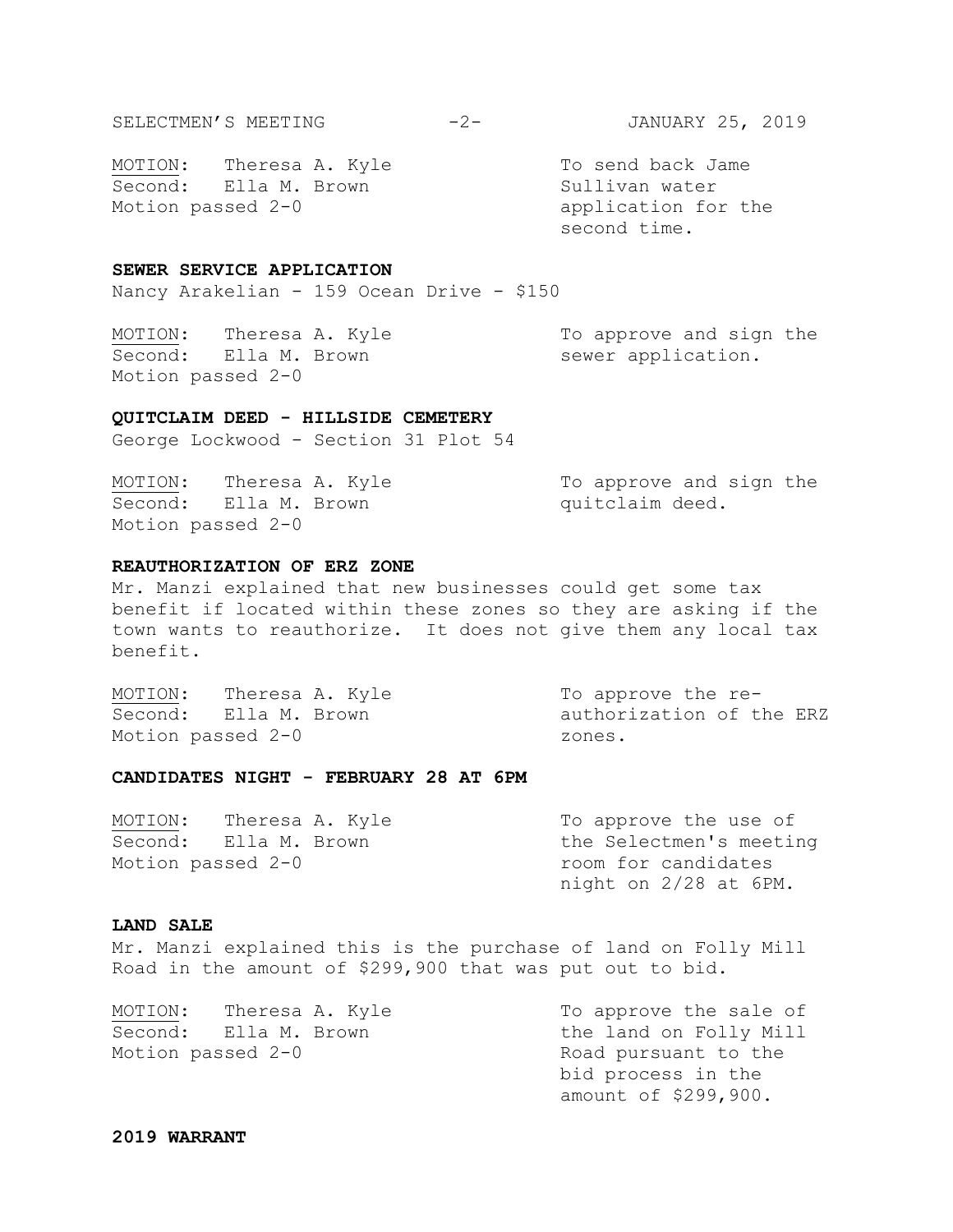| | |
|---|---|
| MOTION: Theresa A. Kyle<br>Second: Ella M. Brown<br>Motion passed 2-0 | To send back Jame Sullivan water application for the second time. |

**SEWER SERVICE APPLICATION**

Nancy Arakelian - 159 Ocean Drive - $150

| | |
|---|---|
| MOTION: Theresa A. Kyle<br>Second: Ella M. Brown<br>Motion passed 2-0 | To approve and sign the sewer application. |

**QUITCLAIM DEED - HILLSIDE CEMETERY**

George Lockwood - Section 31 Plot 54

| | |
|---|---|
| MOTION: Theresa A. Kyle<br>Second: Ella M. Brown<br>Motion passed 2-0 | To approve and sign the quitclaim deed. |

**REAUTHORIZATION OF ERZ ZONE**

Mr. Manzi explained that new businesses could get some tax benefit if located within these zones so they are asking if the town wants to reauthorize. It does not give them any local tax benefit.

| | |
|---|---|
| MOTION: Theresa A. Kyle<br>Second: Ella M. Brown<br>Motion passed 2-0 | To approve the re-authorization of the ERZ zones. |

**CANDIDATES NIGHT - FEBRUARY 28 AT 6PM**

| | |
|---|---|
| MOTION: Theresa A. Kyle<br>Second: Ella M. Brown<br>Motion passed 2-0 | To approve the use of the Selectmen's meeting room for candidates night on 2/28 at 6PM. |

**LAND SALE**

Mr. Manzi explained this is the purchase of land on Folly Mill Road in the amount of $299,900 that was put out to bid.

| | |
|---|---|
| MOTION: Theresa A. Kyle<br>Second: Ella M. Brown<br>Motion passed 2-0 | To approve the sale of the land on Folly Mill Road pursuant to the bid process in the amount of $299,900. |

**2019 WARRANT**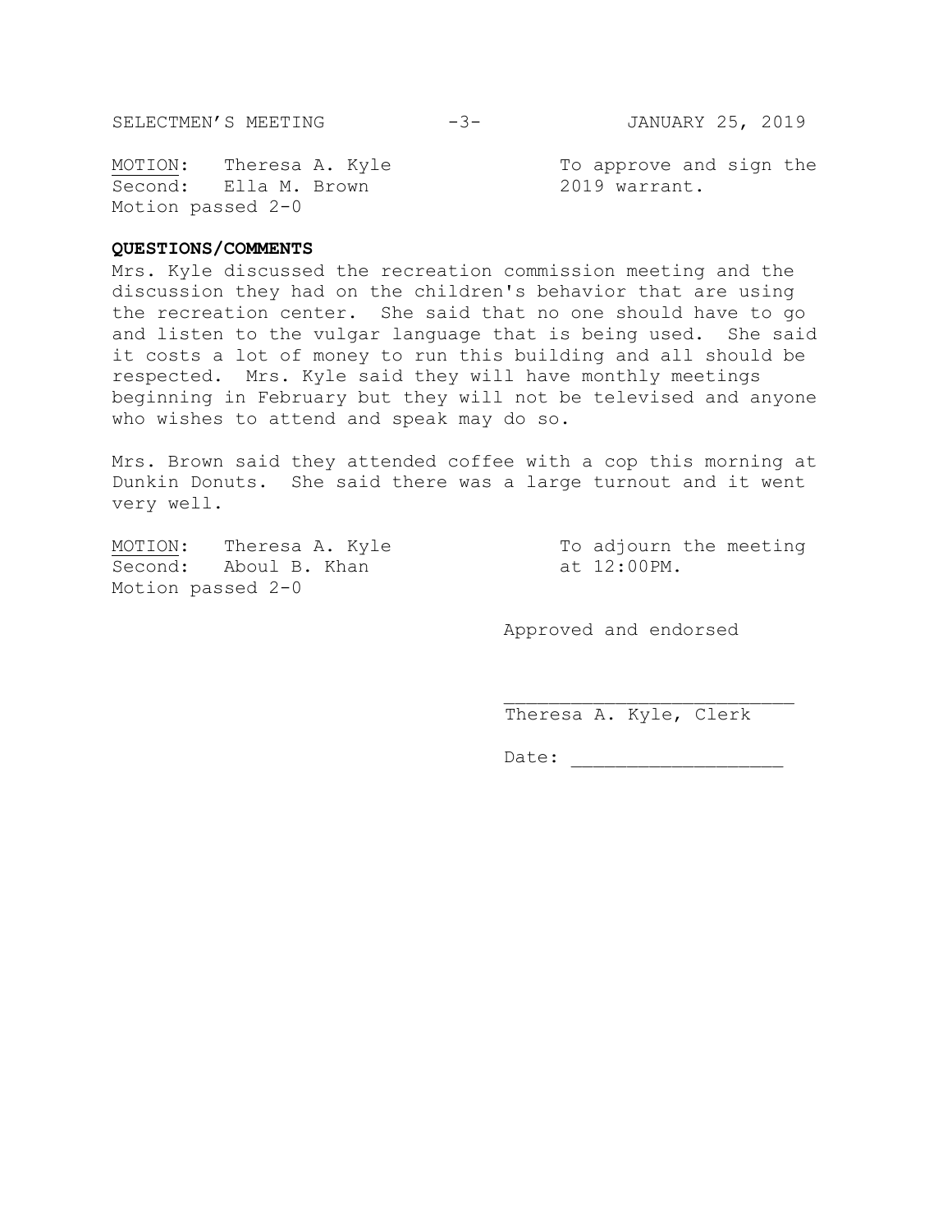<u>MOTION</u>: Theresa A. Kyle
Second: Ella M. Brown
Motion passed 2-0

To approve and sign the 2019 warrant.

**QUESTIONS/COMMENTS**

Mrs. Kyle discussed the recreation commission meeting and the discussion they had on the children's behavior that are using the recreation center. She said that no one should have to go and listen to the vulgar language that is being used. She said it costs a lot of money to run this building and all should be respected. Mrs. Kyle said they will have monthly meetings beginning in February but they will not be televised and anyone who wishes to attend and speak may do so.

Mrs. Brown said they attended coffee with a cop this morning at Dunkin Donuts. She said there was a large turnout and it went very well.

<u>MOTION</u>: Theresa A. Kyle
Second: Aboul B. Khan
Motion passed 2-0

To adjourn the meeting at 12:00PM.

Approved and endorsed

___________________________
Theresa A. Kyle, Clerk

Date: ___________________